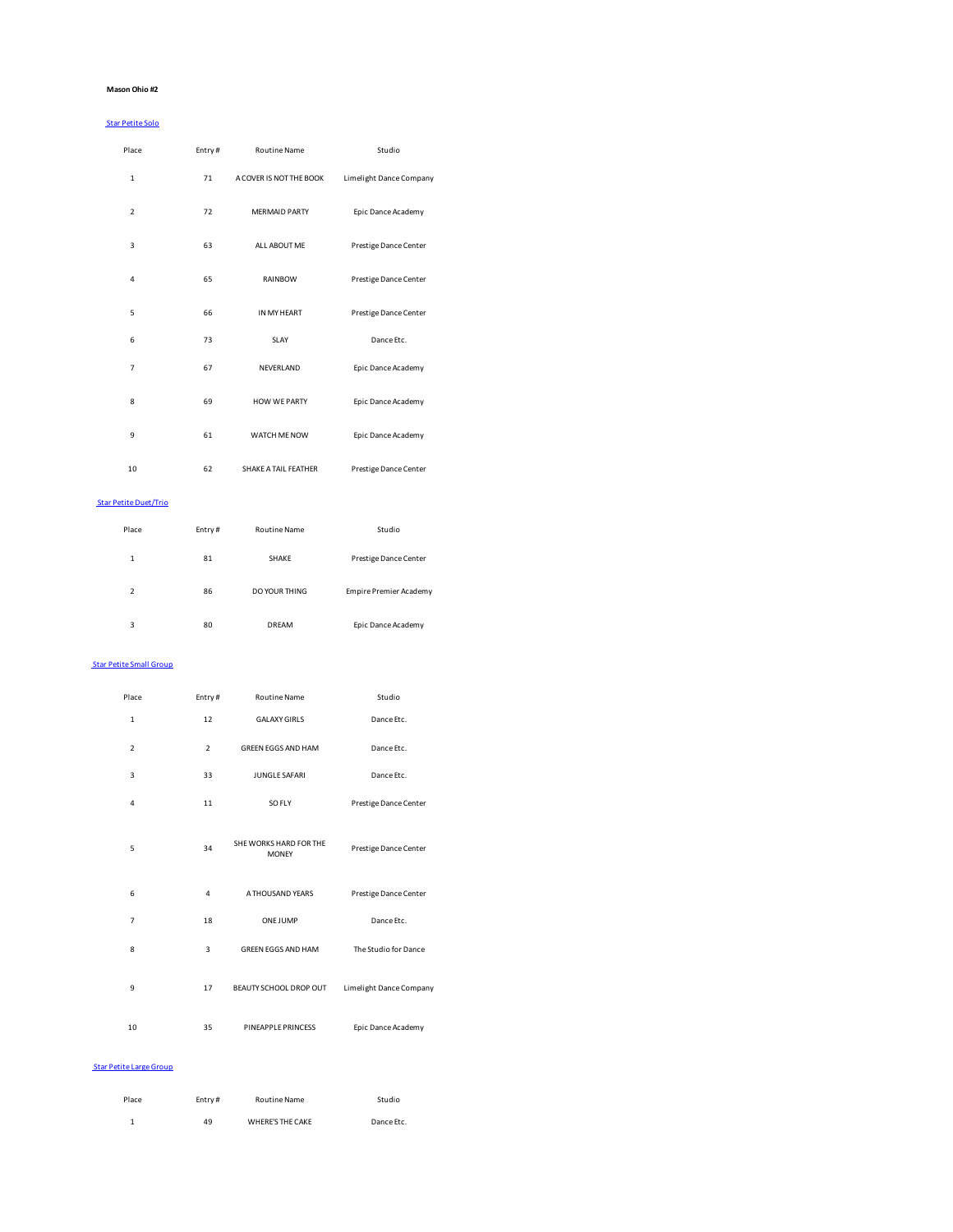**Mason Ohio #2**

Star Petite Solo

| Place | Entry # | Routine Name | Studio |
|---|---|---|---|
| 1 | 71 | A COVER IS NOT THE BOOK | Limelight Dance Company |
| 2 | 72 | MERMAID PARTY | Epic Dance Academy |
| 3 | 63 | ALL ABOUT ME | Prestige Dance Center |
| 4 | 65 | RAINBOW | Prestige Dance Center |
| 5 | 66 | IN MY HEART | Prestige Dance Center |
| 6 | 73 | SLAY | Dance Etc. |
| 7 | 67 | NEVERLAND | Epic Dance Academy |
| 8 | 69 | HOW WE PARTY | Epic Dance Academy |
| 9 | 61 | WATCH ME NOW | Epic Dance Academy |
| 10 | 62 | SHAKE A TAIL FEATHER | Prestige Dance Center |

Star Petite Duet/Trio

| Place | Entry # | Routine Name | Studio |
|---|---|---|---|
| 1 | 81 | SHAKE | Prestige Dance Center |
| 2 | 86 | DO YOUR THING | Empire Premier Academy |
| 3 | 80 | DREAM | Epic Dance Academy |

Star Petite Small Group

| Place | Entry # | Routine Name | Studio |
|---|---|---|---|
| 1 | 12 | GALAXY GIRLS | Dance Etc. |
| 2 | 2 | GREEN EGGS AND HAM | Dance Etc. |
| 3 | 33 | JUNGLE SAFARI | Dance Etc. |
| 4 | 11 | SO FLY | Prestige Dance Center |
| 5 | 34 | SHE WORKS HARD FOR THE MONEY | Prestige Dance Center |
| 6 | 4 | A THOUSAND YEARS | Prestige Dance Center |
| 7 | 18 | ONE JUMP | Dance Etc. |
| 8 | 3 | GREEN EGGS AND HAM | The Studio for Dance |
| 9 | 17 | BEAUTY SCHOOL DROP OUT | Limelight Dance Company |
| 10 | 35 | PINEAPPLE PRINCESS | Epic Dance Academy |

Star Petite Large Group

| Place | Entry # | Routine Name | Studio |
|---|---|---|---|
| 1 | 49 | WHERE'S THE CAKE | Dance Etc. |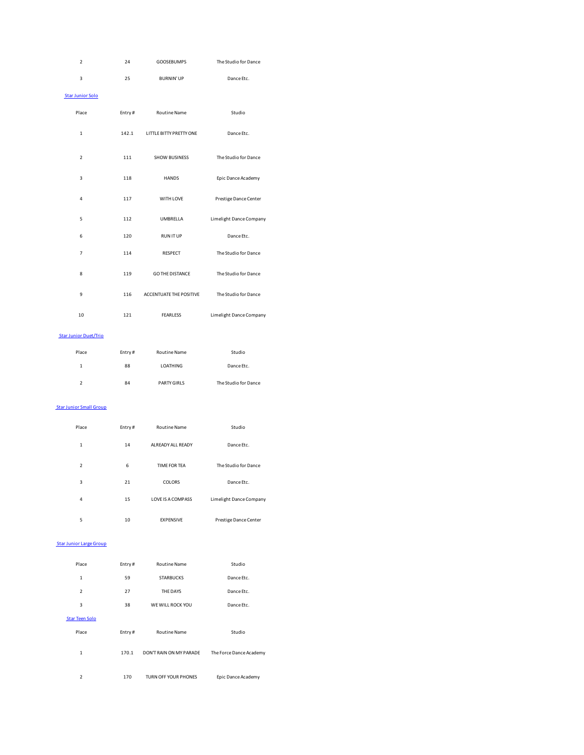| Place | Entry # | Routine Name | Studio |
|---|---|---|---|
| 2 | 24 | GOOSEBUMPS | The Studio for Dance |
| 3 | 25 | BURNIN' UP | Dance Etc. |

Star Junior Solo

| Place | Entry # | Routine Name | Studio |
|---|---|---|---|
| 1 | 142.1 | LITTLE BITTY PRETTY ONE | Dance Etc. |
| 2 | 111 | SHOW BUSINESS | The Studio for Dance |
| 3 | 118 | HANDS | Epic Dance Academy |
| 4 | 117 | WITH LOVE | Prestige Dance Center |
| 5 | 112 | UMBRELLA | Limelight Dance Company |
| 6 | 120 | RUN IT UP | Dance Etc. |
| 7 | 114 | RESPECT | The Studio for Dance |
| 8 | 119 | GO THE DISTANCE | The Studio for Dance |
| 9 | 116 | ACCENTUATE THE POSITIVE | The Studio for Dance |
| 10 | 121 | FEARLESS | Limelight Dance Company |

Star Junior Duet/Trio

| Place | Entry # | Routine Name | Studio |
|---|---|---|---|
| 1 | 88 | LOATHING | Dance Etc. |
| 2 | 84 | PARTY GIRLS | The Studio for Dance |

Star Junior Small Group

| Place | Entry # | Routine Name | Studio |
|---|---|---|---|
| 1 | 14 | ALREADY ALL READY | Dance Etc. |
| 2 | 6 | TIME FOR TEA | The Studio for Dance |
| 3 | 21 | COLORS | Dance Etc. |
| 4 | 15 | LOVE IS A COMPASS | Limelight Dance Company |
| 5 | 10 | EXPENSIVE | Prestige Dance Center |

Star Junior Large Group

| Place | Entry # | Routine Name | Studio |
|---|---|---|---|
| 1 | 59 | STARBUCKS | Dance Etc. |
| 2 | 27 | THE DAYS | Dance Etc. |
| 3 | 38 | WE WILL ROCK YOU | Dance Etc. |

Star Teen Solo

| Place | Entry # | Routine Name | Studio |
|---|---|---|---|
| 1 | 170.1 | DON'T RAIN ON MY PARADE | The Force Dance Academy |
| 2 | 170 | TURN OFF YOUR PHONES | Epic Dance Academy |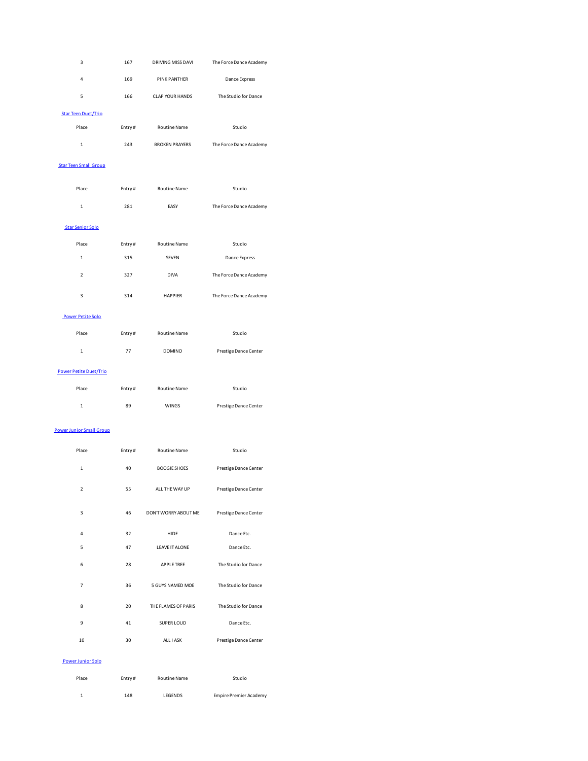| Place | Entry # | Routine Name | Studio |
|---|---|---|---|
| 3 | 167 | DRIVING MISS DAVI | The Force Dance Academy |
| 4 | 169 | PINK PANTHER | Dance Express |
| 5 | 166 | CLAP YOUR HANDS | The Studio for Dance |

Star Teen Duet/Trio

| Place | Entry # | Routine Name | Studio |
|---|---|---|---|
| 1 | 243 | BROKEN PRAYERS | The Force Dance Academy |

Star Teen Small Group

| Place | Entry # | Routine Name | Studio |
|---|---|---|---|
| 1 | 281 | EASY | The Force Dance Academy |

Star Senior Solo

| Place | Entry # | Routine Name | Studio |
|---|---|---|---|
| 1 | 315 | SEVEN | Dance Express |
| 2 | 327 | DIVA | The Force Dance Academy |
| 3 | 314 | HAPPIER | The Force Dance Academy |

Power Petite Solo

| Place | Entry # | Routine Name | Studio |
|---|---|---|---|
| 1 | 77 | DOMINO | Prestige Dance Center |

Power Petite Duet/Trio

| Place | Entry # | Routine Name | Studio |
|---|---|---|---|
| 1 | 89 | WINGS | Prestige Dance Center |

Power Junior Small Group

| Place | Entry # | Routine Name | Studio |
|---|---|---|---|
| 1 | 40 | BOOGIE SHOES | Prestige Dance Center |
| 2 | 55 | ALL THE WAY UP | Prestige Dance Center |
| 3 | 46 | DON'T WORRY ABOUT ME | Prestige Dance Center |
| 4 | 32 | HIDE | Dance Etc. |
| 5 | 47 | LEAVE IT ALONE | Dance Etc. |
| 6 | 28 | APPLE TREE | The Studio for Dance |
| 7 | 36 | 5 GUYS NAMED MOE | The Studio for Dance |
| 8 | 20 | THE FLAMES OF PARIS | The Studio for Dance |
| 9 | 41 | SUPER LOUD | Dance Etc. |
| 10 | 30 | ALL I ASK | Prestige Dance Center |

Power Junior Solo

| Place | Entry # | Routine Name | Studio |
|---|---|---|---|
| 1 | 148 | LEGENDS | Empire Premier Academy |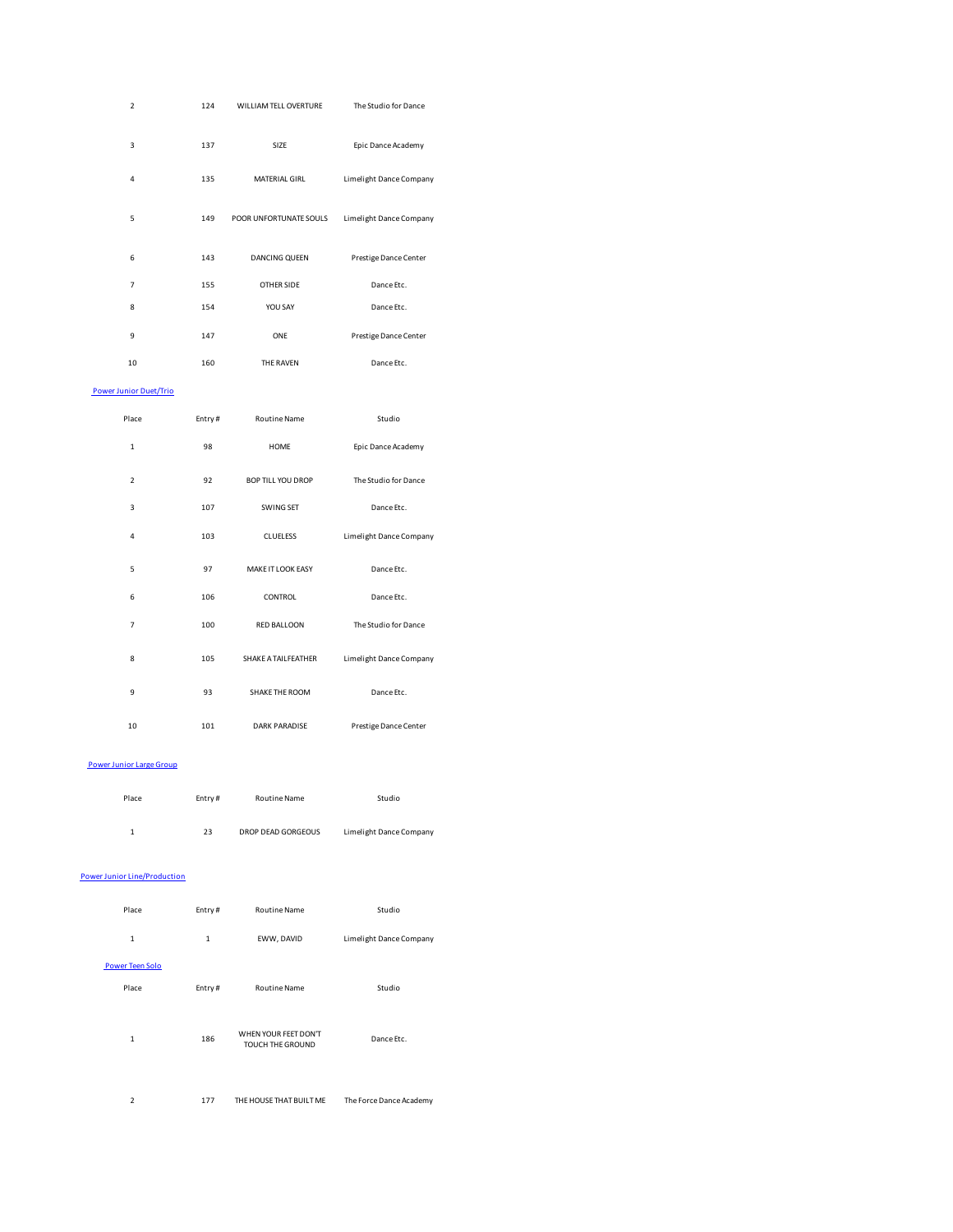| Place | Entry # | Routine Name | Studio |
|---|---|---|---|
| 2 | 124 | WILLIAM TELL OVERTURE | The Studio for Dance |
| 3 | 137 | SIZE | Epic Dance Academy |
| 4 | 135 | MATERIAL GIRL | Limelight Dance Company |
| 5 | 149 | POOR UNFORTUNATE SOULS | Limelight Dance Company |
| 6 | 143 | DANCING QUEEN | Prestige Dance Center |
| 7 | 155 | OTHER SIDE | Dance Etc. |
| 8 | 154 | YOU SAY | Dance Etc. |
| 9 | 147 | ONE | Prestige Dance Center |
| 10 | 160 | THE RAVEN | Dance Etc. |

Power Junior Duet/Trio

| Place | Entry # | Routine Name | Studio |
|---|---|---|---|
| 1 | 98 | HOME | Epic Dance Academy |
| 2 | 92 | BOP TILL YOU DROP | The Studio for Dance |
| 3 | 107 | SWING SET | Dance Etc. |
| 4 | 103 | CLUELESS | Limelight Dance Company |
| 5 | 97 | MAKE IT LOOK EASY | Dance Etc. |
| 6 | 106 | CONTROL | Dance Etc. |
| 7 | 100 | RED BALLOON | The Studio for Dance |
| 8 | 105 | SHAKE A TAILFEATHER | Limelight Dance Company |
| 9 | 93 | SHAKE THE ROOM | Dance Etc. |
| 10 | 101 | DARK PARADISE | Prestige Dance Center |

Power Junior Large Group

| Place | Entry # | Routine Name | Studio |
|---|---|---|---|
| 1 | 23 | DROP DEAD GORGEOUS | Limelight Dance Company |

Power Junior Line/Production

| Place | Entry # | Routine Name | Studio |
|---|---|---|---|
| 1 | 1 | EWW, DAVID | Limelight Dance Company |

Power Teen Solo

| Place | Entry # | Routine Name | Studio |
|---|---|---|---|
| 1 | 186 | WHEN YOUR FEET DON'T TOUCH THE GROUND | Dance Etc. |
| 2 | 177 | THE HOUSE THAT BUILT ME | The Force Dance Academy |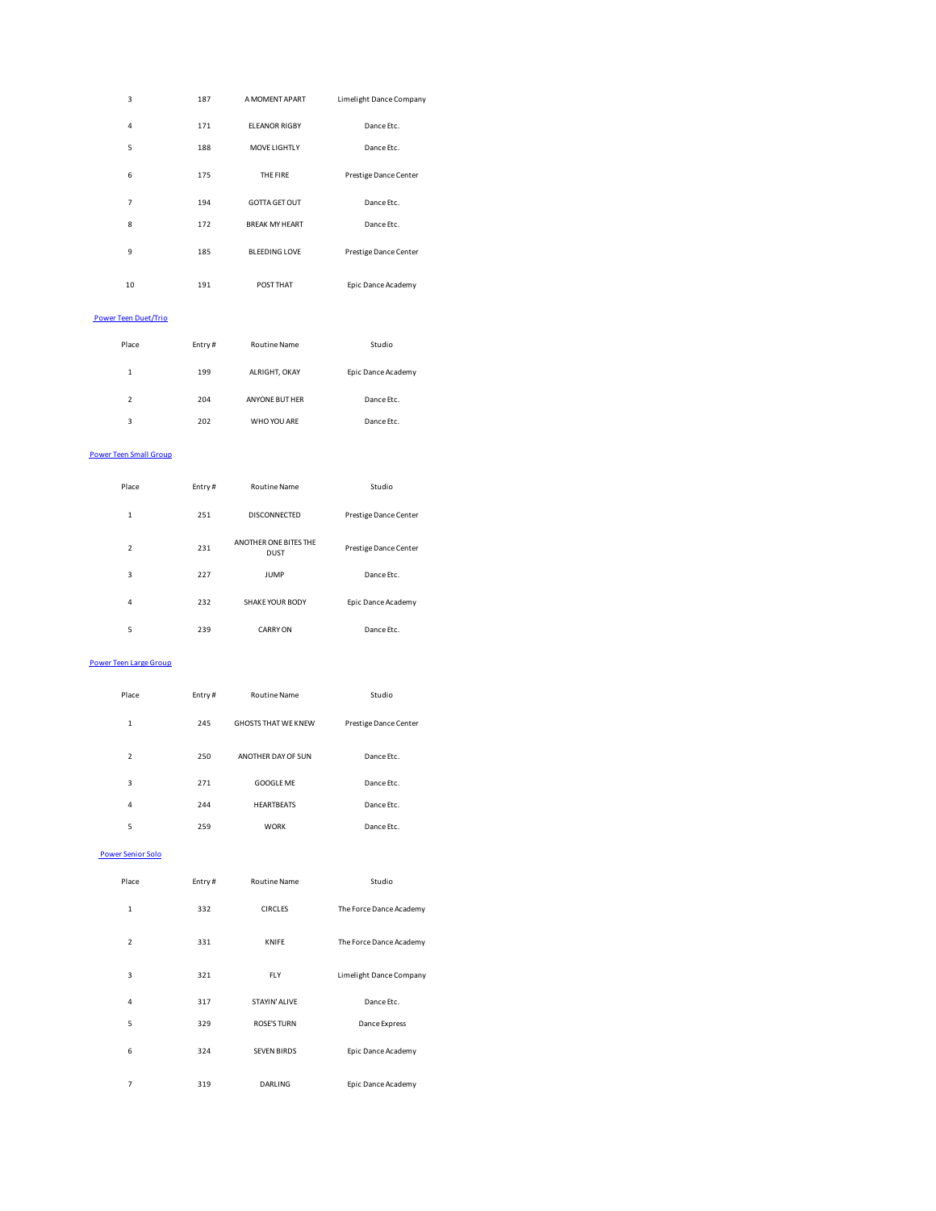| Place | Entry # | Routine Name | Studio |
| --- | --- | --- | --- |
| 3 | 187 | A MOMENT APART | Limelight Dance Company |
| 4 | 171 | ELEANOR RIGBY | Dance Etc. |
| 5 | 188 | MOVE LIGHTLY | Dance Etc. |
| 6 | 175 | THE FIRE | Prestige Dance Center |
| 7 | 194 | GOTTA GET OUT | Dance Etc. |
| 8 | 172 | BREAK MY HEART | Dance Etc. |
| 9 | 185 | BLEEDING LOVE | Prestige Dance Center |
| 10 | 191 | POST THAT | Epic Dance Academy |

## Power Teen Duet/Trio

| Place | Entry # | Routine Name | Studio |
| --- | --- | --- | --- |
| 1 | 199 | ALRIGHT, OKAY | Epic Dance Academy |
| 2 | 204 | ANYONE BUT HER | Dance Etc. |
| 3 | 202 | WHO YOU ARE | Dance Etc. |

## Power Teen Small Group

| Place | Entry # | Routine Name | Studio |
| --- | --- | --- | --- |
| 1 | 251 | DISCONNECTED | Prestige Dance Center |
| 2 | 231 | ANOTHER ONE BITES THE DUST | Prestige Dance Center |
| 3 | 227 | JUMP | Dance Etc. |
| 4 | 232 | SHAKE YOUR BODY | Epic Dance Academy |
| 5 | 239 | CARRY ON | Dance Etc. |

## Power Teen Large Group

| Place | Entry # | Routine Name | Studio |
| --- | --- | --- | --- |
| 1 | 245 | GHOSTS THAT WE KNEW | Prestige Dance Center |
| 2 | 250 | ANOTHER DAY OF SUN | Dance Etc. |
| 3 | 271 | GOOGLE ME | Dance Etc. |
| 4 | 244 | HEARTBEATS | Dance Etc. |
| 5 | 259 | WORK | Dance Etc. |

## Power Senior Solo

| Place | Entry # | Routine Name | Studio |
| --- | --- | --- | --- |
| 1 | 332 | CIRCLES | The Force Dance Academy |
| 2 | 331 | KNIFE | The Force Dance Academy |
| 3 | 321 | FLY | Limelight Dance Company |
| 4 | 317 | STAYIN' ALIVE | Dance Etc. |
| 5 | 329 | ROSE'S TURN | Dance Express |
| 6 | 324 | SEVEN BIRDS | Epic Dance Academy |
| 7 | 319 | DARLING | Epic Dance Academy |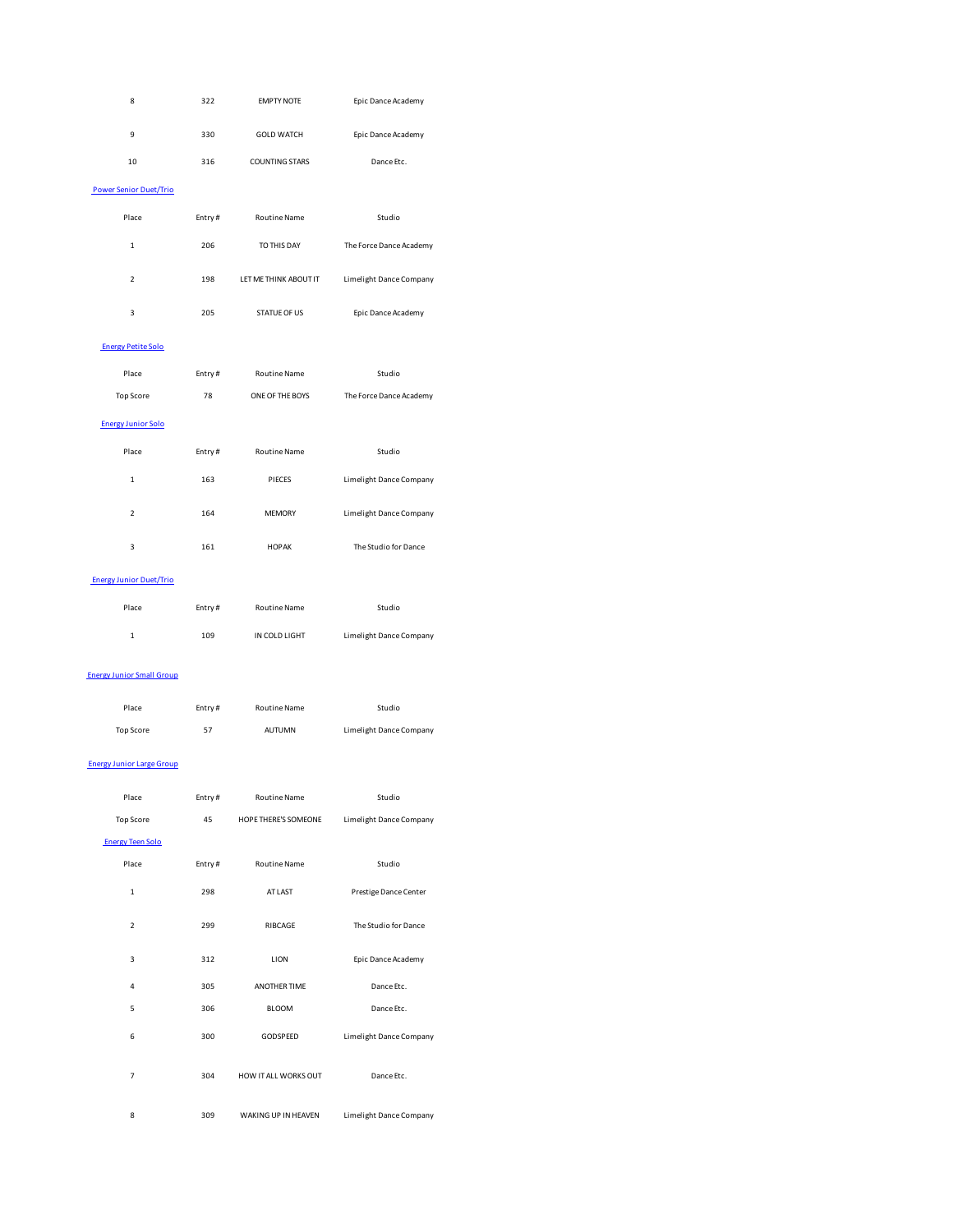| Place | Entry # | Routine Name | Studio |
|---|---|---|---|
| 8 | 322 | EMPTY NOTE | Epic Dance Academy |
| 9 | 330 | GOLD WATCH | Epic Dance Academy |
| 10 | 316 | COUNTING STARS | Dance Etc. |

### Power Senior Duet/Trio

| Place | Entry # | Routine Name | Studio |
|---|---|---|---|
| 1 | 206 | TO THIS DAY | The Force Dance Academy |
| 2 | 198 | LET ME THINK ABOUT IT | Limelight Dance Company |
| 3 | 205 | STATUE OF US | Epic Dance Academy |

### Energy Petite Solo

| Place | Entry # | Routine Name | Studio |
|---|---|---|---|
| Top Score | 78 | ONE OF THE BOYS | The Force Dance Academy |

### Energy Junior Solo

| Place | Entry # | Routine Name | Studio |
|---|---|---|---|
| 1 | 163 | PIECES | Limelight Dance Company |
| 2 | 164 | MEMORY | Limelight Dance Company |
| 3 | 161 | HOPAK | The Studio for Dance |

### Energy Junior Duet/Trio

| Place | Entry # | Routine Name | Studio |
|---|---|---|---|
| 1 | 109 | IN COLD LIGHT | Limelight Dance Company |

### Energy Junior Small Group

| Place | Entry # | Routine Name | Studio |
|---|---|---|---|
| Top Score | 57 | AUTUMN | Limelight Dance Company |

### Energy Junior Large Group

| Place | Entry # | Routine Name | Studio |
|---|---|---|---|
| Top Score | 45 | HOPE THERE'S SOMEONE | Limelight Dance Company |

### Energy Teen Solo

| Place | Entry # | Routine Name | Studio |
|---|---|---|---|
| 1 | 298 | AT LAST | Prestige Dance Center |
| 2 | 299 | RIBCAGE | The Studio for Dance |
| 3 | 312 | LION | Epic Dance Academy |
| 4 | 305 | ANOTHER TIME | Dance Etc. |
| 5 | 306 | BLOOM | Dance Etc. |
| 6 | 300 | GODSPEED | Limelight Dance Company |
| 7 | 304 | HOW IT ALL WORKS OUT | Dance Etc. |
| 8 | 309 | WAKING UP IN HEAVEN | Limelight Dance Company |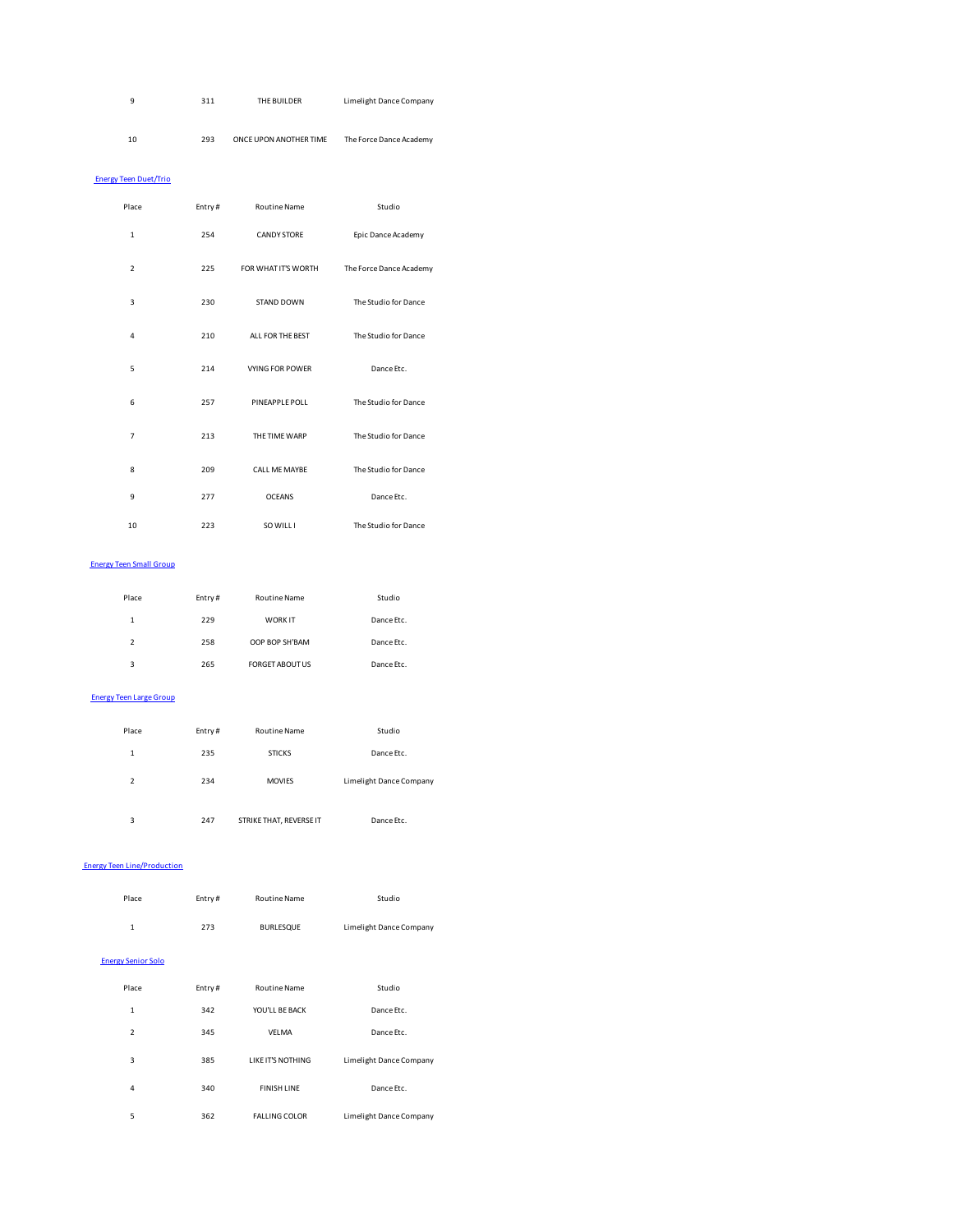| 9 | 311 | THE BUILDER | Limelight Dance Company |
|---|---|---|---|
| 10 | 293 | ONCE UPON ANOTHER TIME | The Force Dance Academy |

[Energy Teen Duet/Trio]

| Place | Entry # | Routine Name | Studio |
|---|---|---|---|
| 1 | 254 | CANDY STORE | Epic Dance Academy |
| 2 | 225 | FOR WHAT IT'S WORTH | The Force Dance Academy |
| 3 | 230 | STAND DOWN | The Studio for Dance |
| 4 | 210 | ALL FOR THE BEST | The Studio for Dance |
| 5 | 214 | VYING FOR POWER | Dance Etc. |
| 6 | 257 | PINEAPPLE POLL | The Studio for Dance |
| 7 | 213 | THE TIME WARP | The Studio for Dance |
| 8 | 209 | CALL ME MAYBE | The Studio for Dance |
| 9 | 277 | OCEANS | Dance Etc. |
| 10 | 223 | SO WILL I | The Studio for Dance |

[Energy Teen Small Group]

| Place | Entry # | Routine Name | Studio |
|---|---|---|---|
| 1 | 229 | WORK IT | Dance Etc. |
| 2 | 258 | OOP BOP SH'BAM | Dance Etc. |
| 3 | 265 | FORGET ABOUT US | Dance Etc. |

[Energy Teen Large Group]

| Place | Entry # | Routine Name | Studio |
|---|---|---|---|
| 1 | 235 | STICKS | Dance Etc. |
| 2 | 234 | MOVIES | Limelight Dance Company |
| 3 | 247 | STRIKE THAT, REVERSE IT | Dance Etc. |

[Energy Teen Line/Production]

| Place | Entry # | Routine Name | Studio |
|---|---|---|---|
| 1 | 273 | BURLESQUE | Limelight Dance Company |

[Energy Senior Solo]

| Place | Entry # | Routine Name | Studio |
|---|---|---|---|
| 1 | 342 | YOU'LL BE BACK | Dance Etc. |
| 2 | 345 | VELMA | Dance Etc. |
| 3 | 385 | LIKE IT'S NOTHING | Limelight Dance Company |
| 4 | 340 | FINISH LINE | Dance Etc. |
| 5 | 362 | FALLING COLOR | Limelight Dance Company |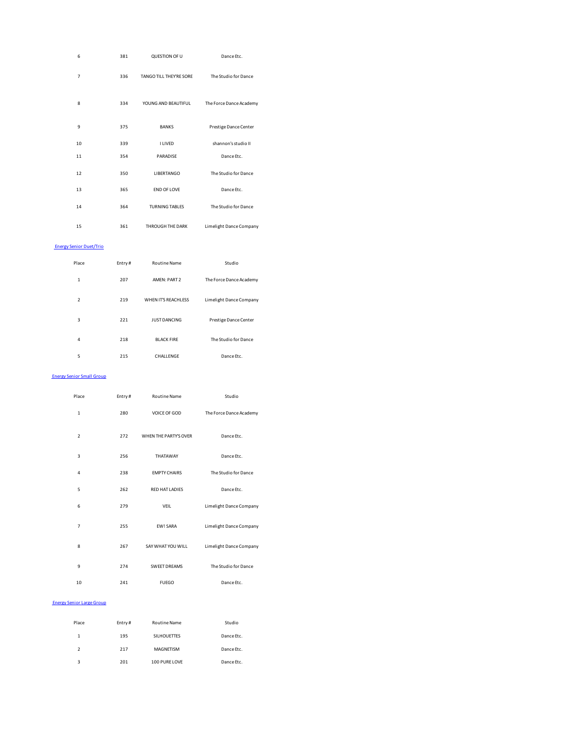| Place | Entry # | Routine Name | Studio |
|---|---|---|---|
| 6 | 381 | QUESTION OF U | Dance Etc. |
| 7 | 336 | TANGO TILL THEY'RE SORE | The Studio for Dance |
| 8 | 334 | YOUNG AND BEAUTIFUL | The Force Dance Academy |
| 9 | 375 | BANKS | Prestige Dance Center |
| 10 | 339 | I LIVED | shannon's studio II |
| 11 | 354 | PARADISE | Dance Etc. |
| 12 | 350 | LIBERTANGO | The Studio for Dance |
| 13 | 365 | END OF LOVE | Dance Etc. |
| 14 | 364 | TURNING TABLES | The Studio for Dance |
| 15 | 361 | THROUGH THE DARK | Limelight Dance Company |

Energy Senior Duet/Trio

| Place | Entry # | Routine Name | Studio |
|---|---|---|---|
| 1 | 207 | AMEN: PART 2 | The Force Dance Academy |
| 2 | 219 | WHEN IT'S REACHLESS | Limelight Dance Company |
| 3 | 221 | JUST DANCING | Prestige Dance Center |
| 4 | 218 | BLACK FIRE | The Studio for Dance |
| 5 | 215 | CHALLENGE | Dance Etc. |

Energy Senior Small Group

| Place | Entry # | Routine Name | Studio |
|---|---|---|---|
| 1 | 280 | VOICE OF GOD | The Force Dance Academy |
| 2 | 272 | WHEN THE PARTY'S OVER | Dance Etc. |
| 3 | 256 | THATAWAY | Dance Etc. |
| 4 | 238 | EMPTY CHAIRS | The Studio for Dance |
| 5 | 262 | RED HAT LADIES | Dance Etc. |
| 6 | 279 | VEIL | Limelight Dance Company |
| 7 | 255 | EW! SARA | Limelight Dance Company |
| 8 | 267 | SAY WHAT YOU WILL | Limelight Dance Company |
| 9 | 274 | SWEET DREAMS | The Studio for Dance |
| 10 | 241 | FUEGO | Dance Etc. |

Energy Senior Large Group

| Place | Entry # | Routine Name | Studio |
|---|---|---|---|
| 1 | 195 | SILHOUETTES | Dance Etc. |
| 2 | 217 | MAGNETISM | Dance Etc. |
| 3 | 201 | 100 PURE LOVE | Dance Etc. |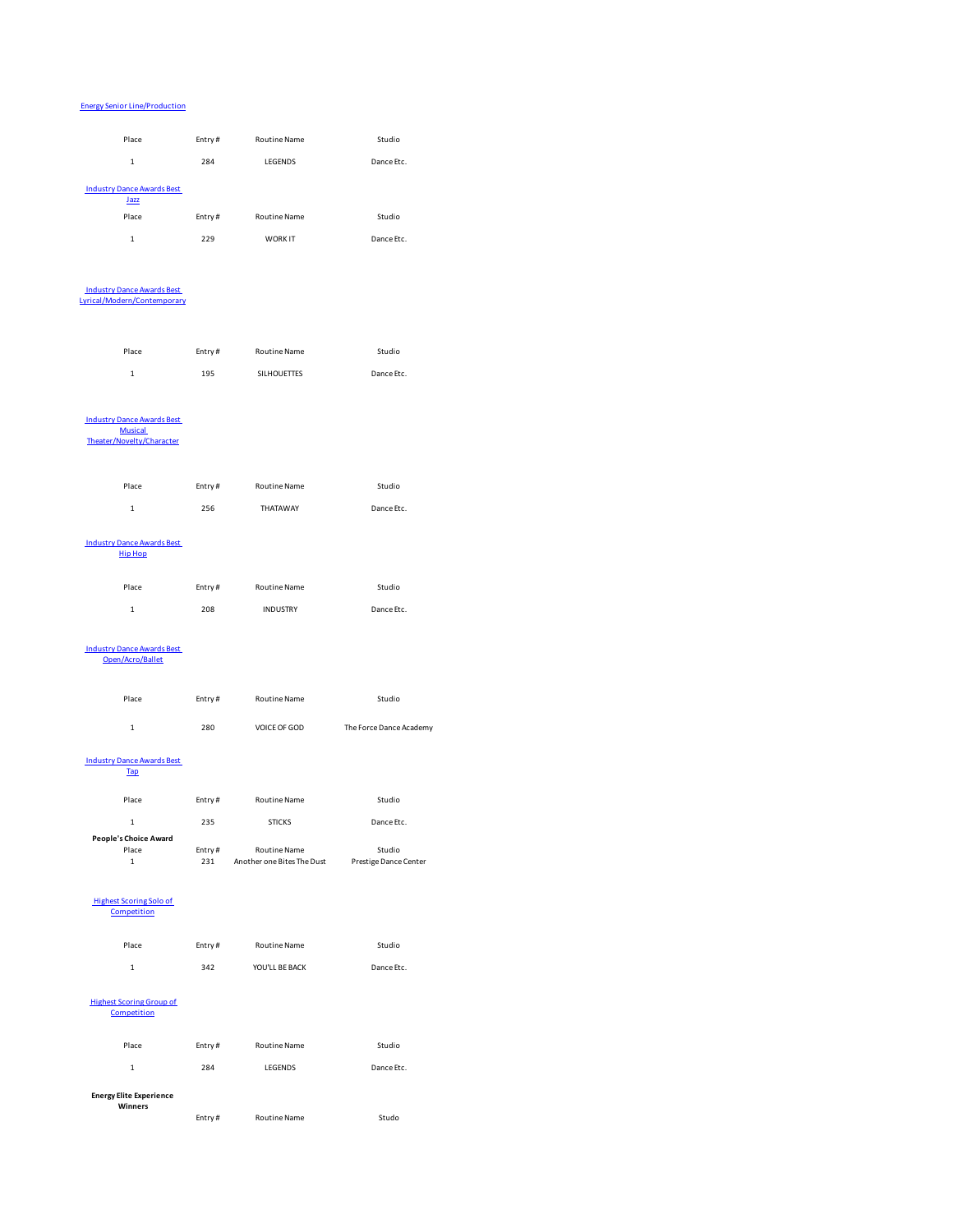[Energy Senior Line/Production]

| Place | Entry # | Routine Name | Studio |
|---|---|---|---|
| 1 | 284 | LEGENDS | Dance Etc. |

[Industry Dance Awards Best Jazz]

| Place | Entry # | Routine Name | Studio |
|---|---|---|---|
| 1 | 229 | WORK IT | Dance Etc. |

[Industry Dance Awards Best Lyrical/Modern/Contemporary]

| Place | Entry # | Routine Name | Studio |
|---|---|---|---|
| 1 | 195 | SILHOUETTES | Dance Etc. |

[Industry Dance Awards Best Musical Theater/Novelty/Character]

| Place | Entry # | Routine Name | Studio |
|---|---|---|---|
| 1 | 256 | THATAWAY | Dance Etc. |

[Industry Dance Awards Best Hip Hop]

| Place | Entry # | Routine Name | Studio |
|---|---|---|---|
| 1 | 208 | INDUSTRY | Dance Etc. |

[Industry Dance Awards Best Open/Acro/Ballet]

| Place | Entry # | Routine Name | Studio |
|---|---|---|---|
| 1 | 280 | VOICE OF GOD | The Force Dance Academy |

[Industry Dance Awards Best Tap]

| Place | Entry # | Routine Name | Studio |
|---|---|---|---|
| 1 | 235 | STICKS | Dance Etc. |

**People's Choice Award**

| Place | Entry # | Routine Name | Studio |
|---|---|---|---|
| 1 | 231 | Another one Bites The Dust | Prestige Dance Center |

[Highest Scoring Solo of Competition]

| Place | Entry # | Routine Name | Studio |
|---|---|---|---|
| 1 | 342 | YOU'LL BE BACK | Dance Etc. |

[Highest Scoring Group of Competition]

| Place | Entry # | Routine Name | Studio |
|---|---|---|---|
| 1 | 284 | LEGENDS | Dance Etc. |

**Energy Elite Experience Winners**

| Entry # | Routine Name | Studo |
|---|---|---|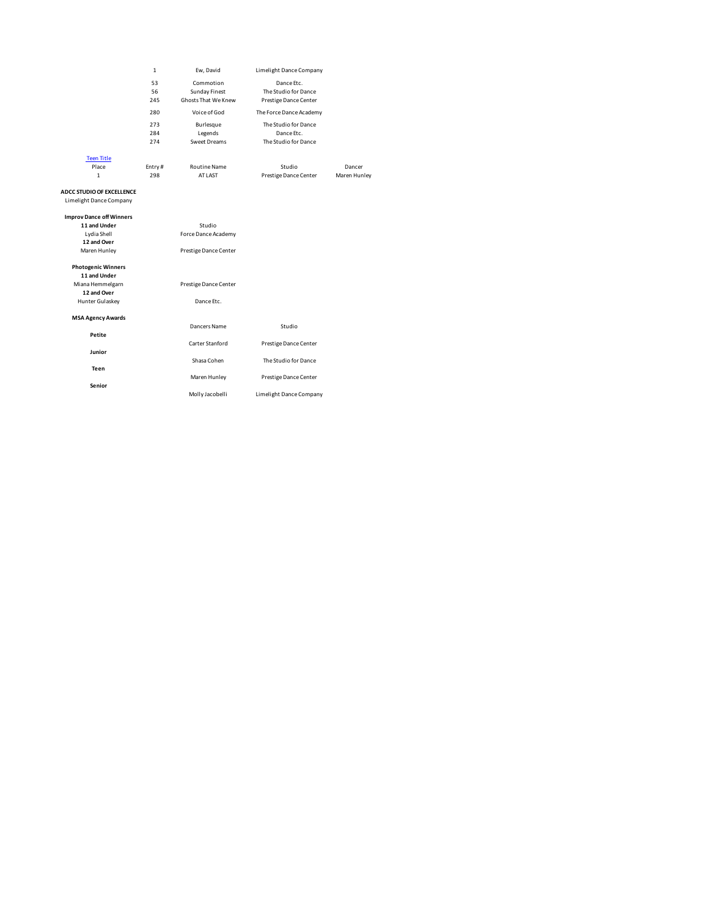| | | | |
|---|---|---|---|
| 1 | Ew, David | Limelight Dance Company | |
| 53 | Commotion | Dance Etc. | |
| 56 | Sunday Finest | The Studio for Dance | |
| 245 | Ghosts That We Knew | Prestige Dance Center | |
| 280 | Voice of God | The Force Dance Academy | |
| 273 | Burlesque | The Studio for Dance | |
| 284 | Legends | Dance Etc. | |
| 274 | Sweet Dreams | The Studio for Dance | |

Teen Title

| Place | Entry # | Routine Name | Studio | Dancer |
|---|---|---|---|---|
| 1 | 298 | AT LAST | Prestige Dance Center | Maren Hunley |

**ADCC STUDIO OF EXCELLENCE**

Limelight Dance Company

**Improv Dance off Winners**

| | Studio |
|---|---|
| **11 and Under** | |
| Lydia Shell | Force Dance Academy |
| **12 and Over** | |
| Maren Hunley | Prestige Dance Center |

**Photogenic Winners**

| | |
|---|---|
| **11 and Under** | |
| Miana Hemmelgarn | Prestige Dance Center |
| **12 and Over** | |
| Hunter Gulaskey | Dance Etc. |

**MSA Agency Awards**

| | Dancers Name | Studio |
|---|---|---|
| **Petite** | | |
| | Carter Stanford | Prestige Dance Center |
| **Junior** | | |
| | Shasa Cohen | The Studio for Dance |
| **Teen** | | |
| | Maren Hunley | Prestige Dance Center |
| **Senior** | | |
| | Molly Jacobelli | Limelight Dance Company |